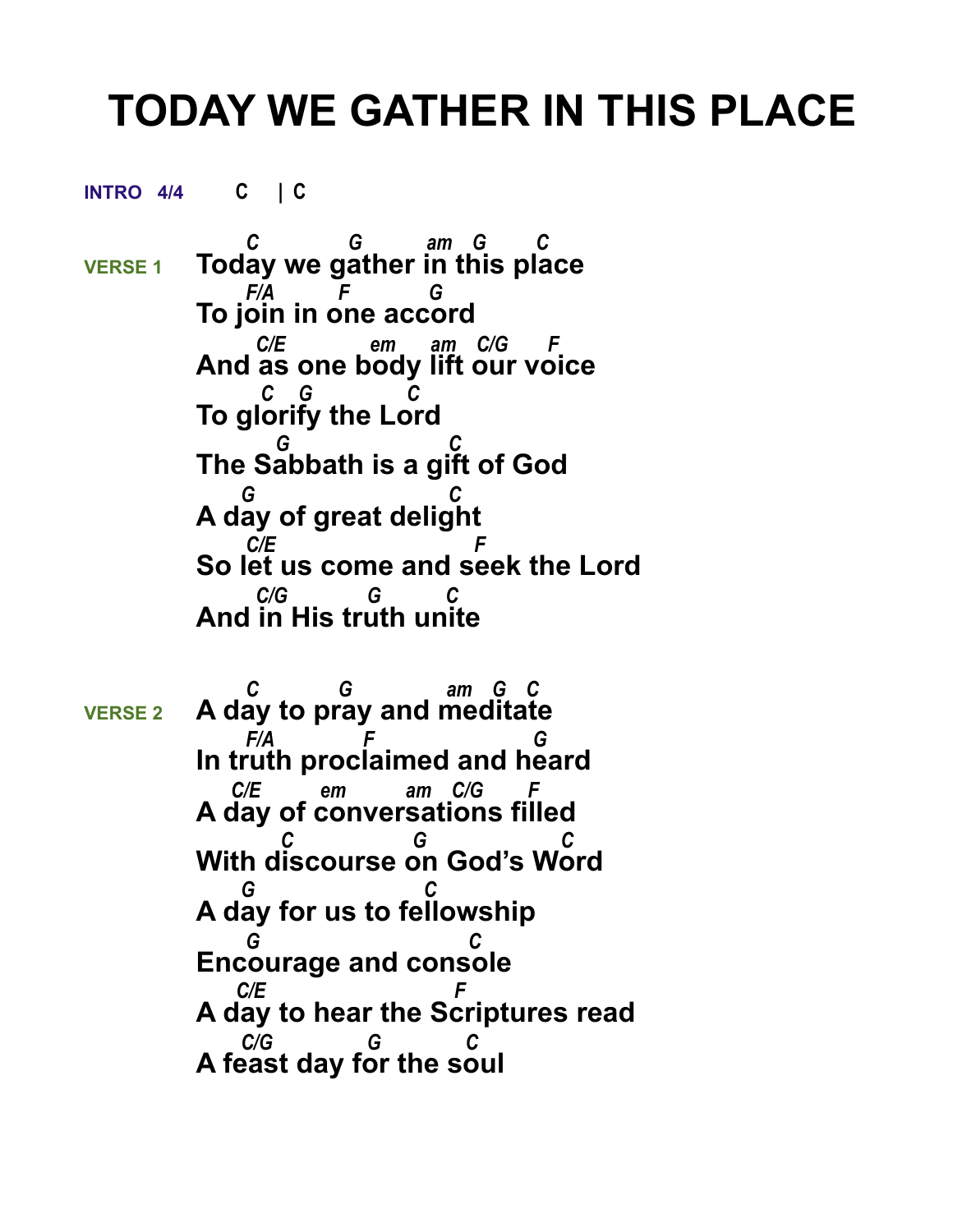# TODAY WE GATHER IN THIS PLACE

**INTRO 4/4** C | C

**VERSE 1**

```
    C          G         am   G      C
Today we gather in this place
    F/A        F          G
To join in one accord
     C/E          em     am   C/G      F
And as one body lift our voice
      C   G          C
To glorify the Lord
        G                C
The Sabbath is a gift of God
   G                     C
A day of great delight
    C/E                          F
So let us come and seek the Lord
     C/G          G       C
And in His truth unite
```

**VERSE 2**

```
    C          G              am   G   C
A day to pray and meditate
    F/A           F                 G
In truth proclaimed and heard
  C/E        em          am   C/G      F
A day of conversations filled
       C                G              C
With discourse on God's Word
   G                   C
A day for us to fellowship
   G                      C
Encourage and console
   C/E                        F
A day to hear the Scriptures read
   C/G             G         C
A feast day for the soul
```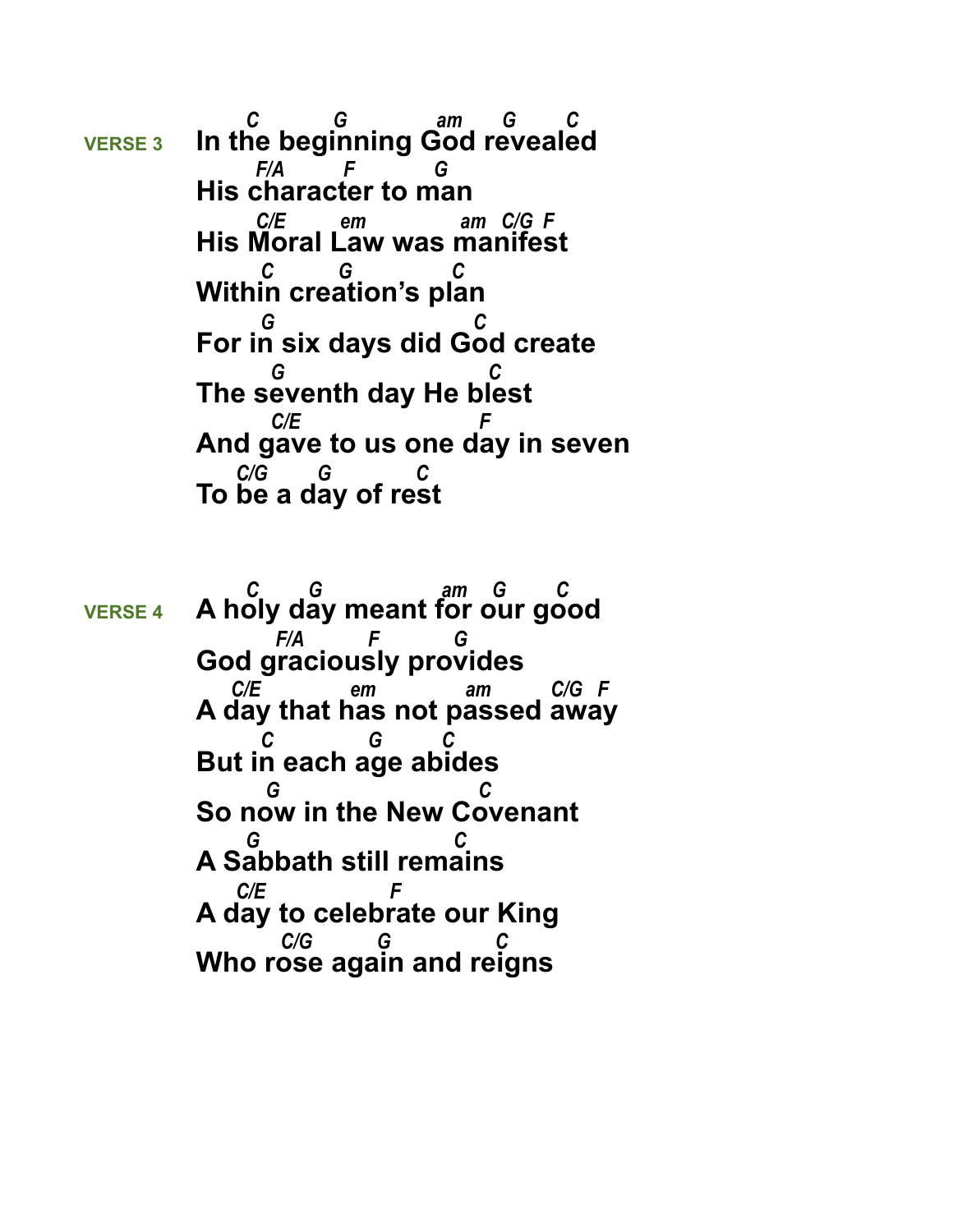**VERSE 3**

```
     C          G             am     G      C
In the beginning God revealed
     F/A        F         G
His character to man
     C/E        em             am  C/G F
His Moral Law was manifest
      C         G          C
Within creation's plan
      G                    C
For in six days did God create
       G                      C
The seventh day He blest
       C/E                      F
And gave to us one day in seven
   C/G     G          C
To be a day of rest
```

**VERSE 4**

```
     C     G                  am    G      C
A holy day meant for our good
         F/A        F         G
God graciously provides
  C/E              em            am         C/G  F
A day that has not passed away
      C           G      C
But in each age abides
      G                       C
So now in the New Covenant
    G                      C
A Sabbath still remains
   C/E                F
A day to celebrate our King
         C/G        G            C
Who rose again and reigns
```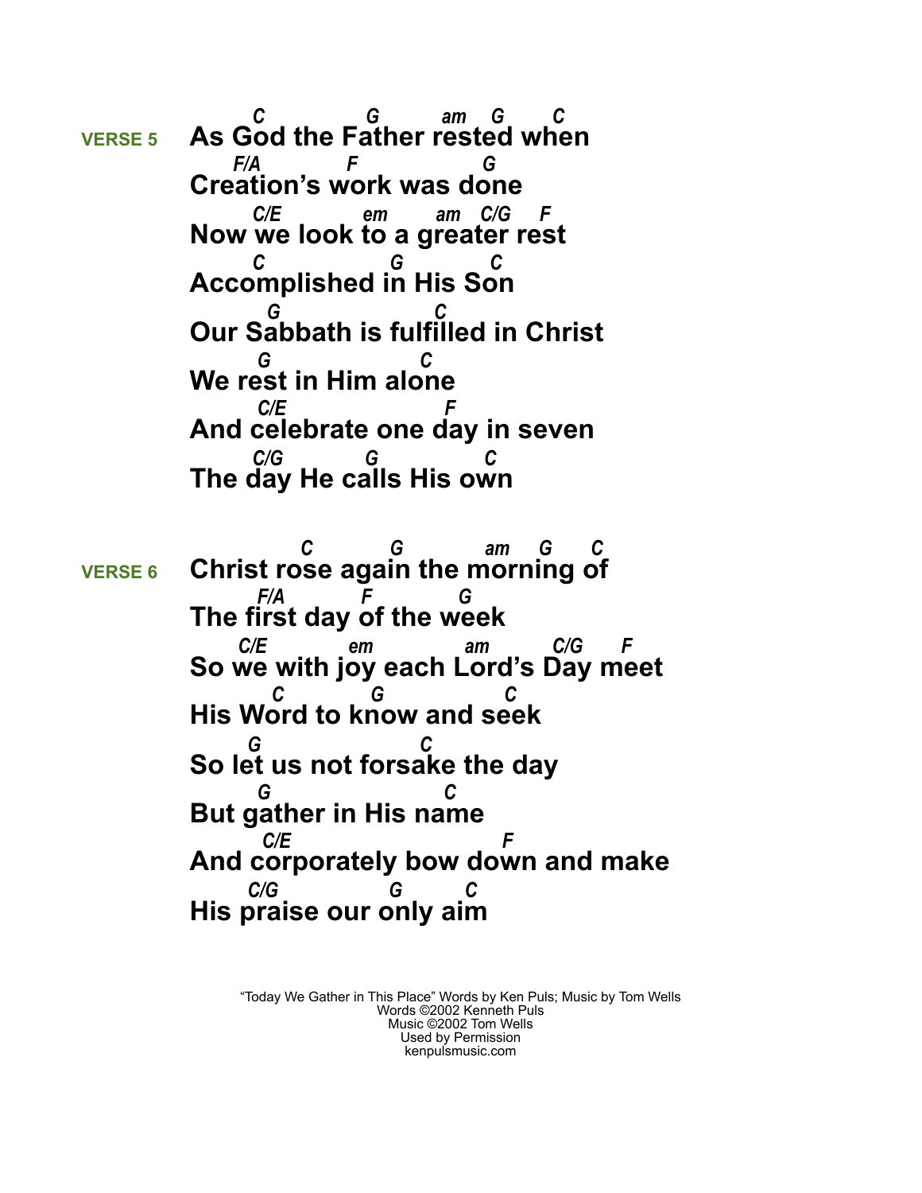**VERSE 5**

```
    C         G       am  G     C
As God the Father rested when
   F/A        F           G
Creation's work was done
    C/E        em      am  C/G   F
Now we look to a greater rest
    C              G        C
Accomplished in His Son
     G                 C
Our Sabbath is fulfilled in Christ
    G             C
We rest in Him alone
    C/E                 F
And celebrate one day in seven
    C/G        G          C
The day He calls His own
```

**VERSE 6**

```
           C        G          am   G    C
Christ rose again the morning of
     F/A        F       G
The first day of the week
   C/E         em           am        C/G    F
So we with joy each Lord's Day meet
      C        G           C
His Word to know and seek
    G                  C
So let us not forsake the day
    G                 C
But gather in His name
     C/E                    F
And corporately bow down and make
   C/G          G      C
His praise our only aim
```

"Today We Gather in This Place" Words by Ken Puls; Music by Tom Wells
Words ©2002 Kenneth Puls
Music ©2002 Tom Wells
Used by Permission
kenpulsmusic.com